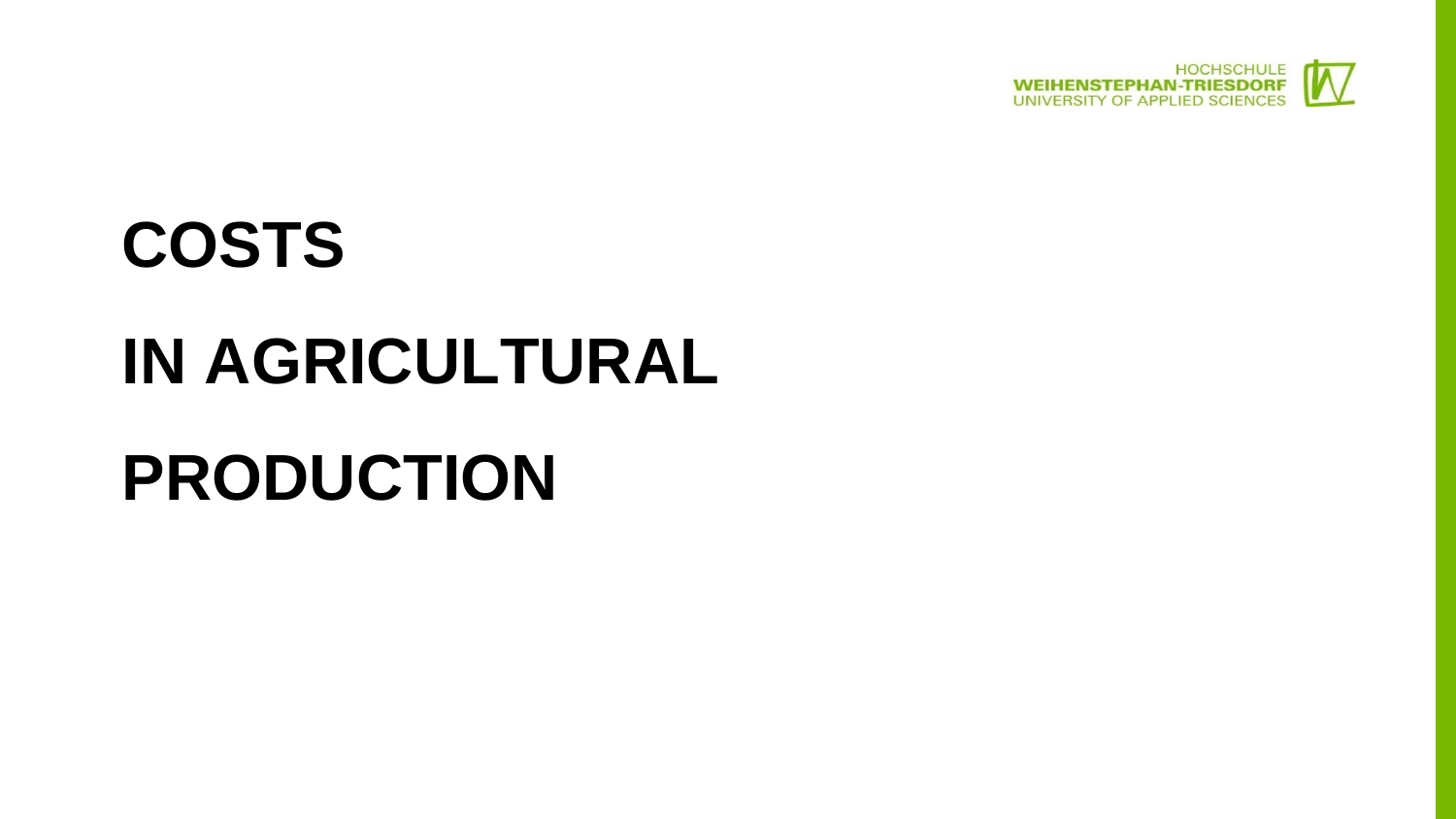HOCHSCHULE
WEIHENSTEPHAN-TRIESDORF
UNIVERSITY OF APPLIED SCIENCES

# COSTS

# IN AGRICULTURAL

# PRODUCTION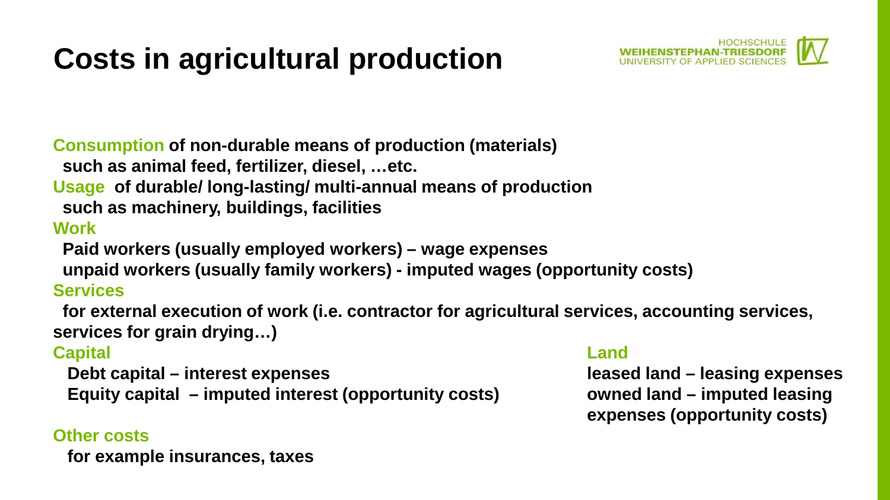# Costs in agricultural production

**Consumption of non-durable means of production (materials)**
**such as animal feed, fertilizer, diesel, …etc.**

**Usage of durable/ long-lasting/ multi-annual means of production**
**such as machinery, buildings, facilities**

**Work**

**Paid workers (usually employed workers) – wage expenses**
**unpaid workers (usually family workers) - imputed wages (opportunity costs)**

**Services**

**for external execution of work (i.e. contractor for agricultural services, accounting services, services for grain drying…)**

**Capital**

**Debt capital – interest expenses**
**Equity capital – imputed interest (opportunity costs)**

**Land**

**leased land – leasing expenses**
**owned land – imputed leasing expenses (opportunity costs)**

**Other costs**

**for example insurances, taxes**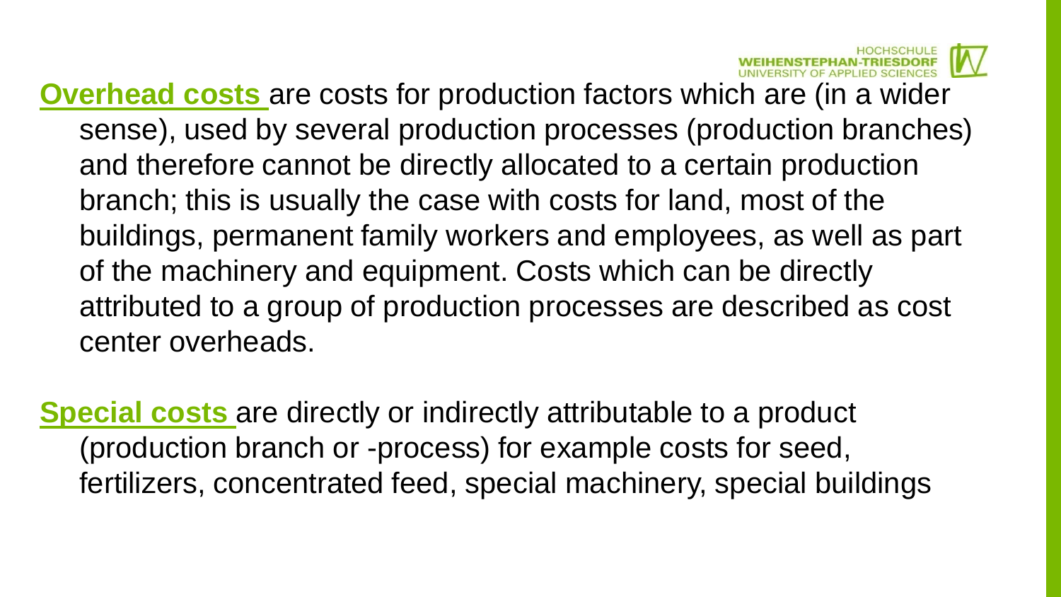**Overhead costs** are costs for production factors which are (in a wider sense), used by several production processes (production branches) and therefore cannot be directly allocated to a certain production branch; this is usually the case with costs for land, most of the buildings, permanent family workers and employees, as well as part of the machinery and equipment. Costs which can be directly attributed to a group of production processes are described as cost center overheads.

**Special costs** are directly or indirectly attributable to a product (production branch or -process) for example costs for seed, fertilizers, concentrated feed, special machinery, special buildings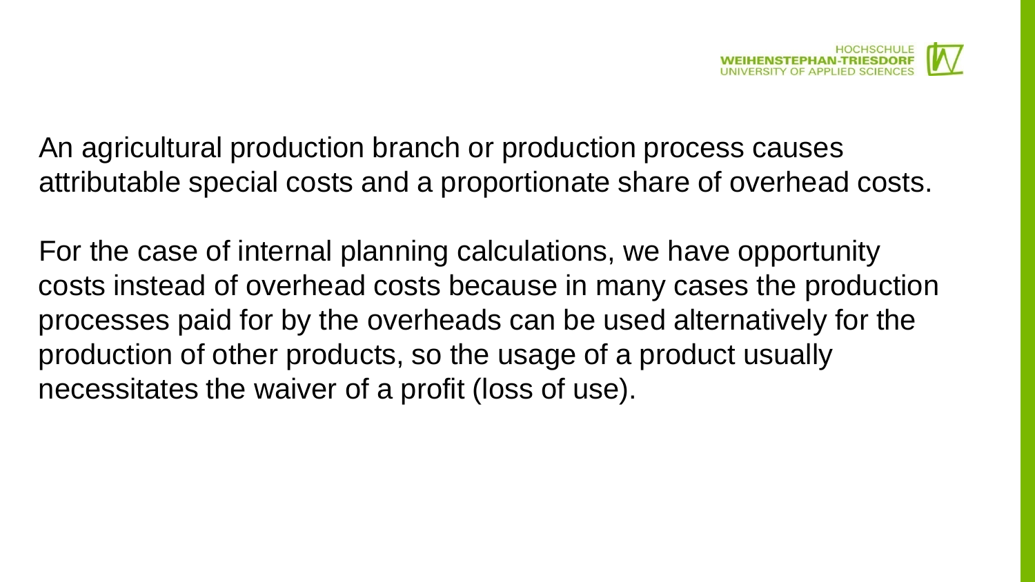An agricultural production branch or production process causes attributable special costs and a proportionate share of overhead costs.

For the case of internal planning calculations, we have opportunity costs instead of overhead costs because in many cases the production processes paid for by the overheads can be used alternatively for the production of other products, so the usage of a product usually necessitates the waiver of a profit (loss of use).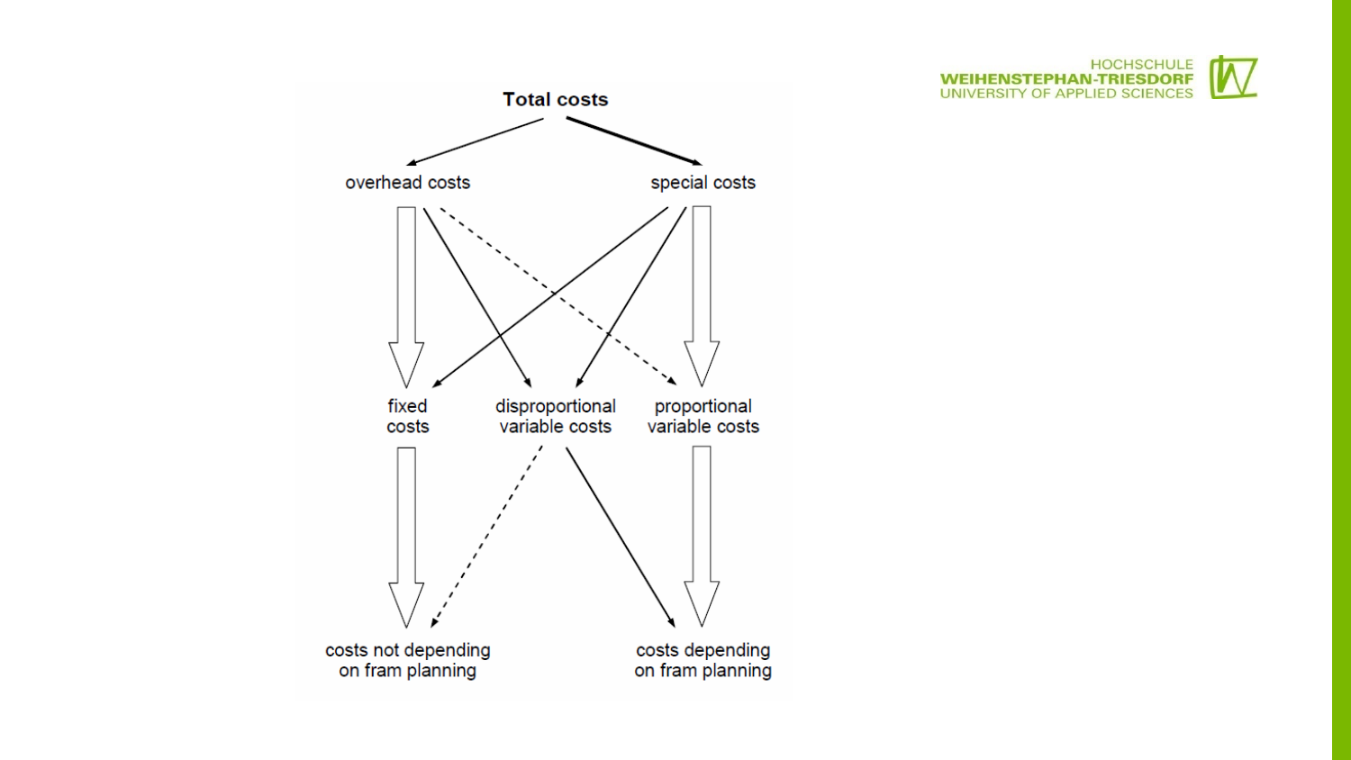Total costs

overhead costs

special costs

fixed costs

disproportional variable costs

proportional variable costs

costs not depending on fram planning

costs depending on fram planning